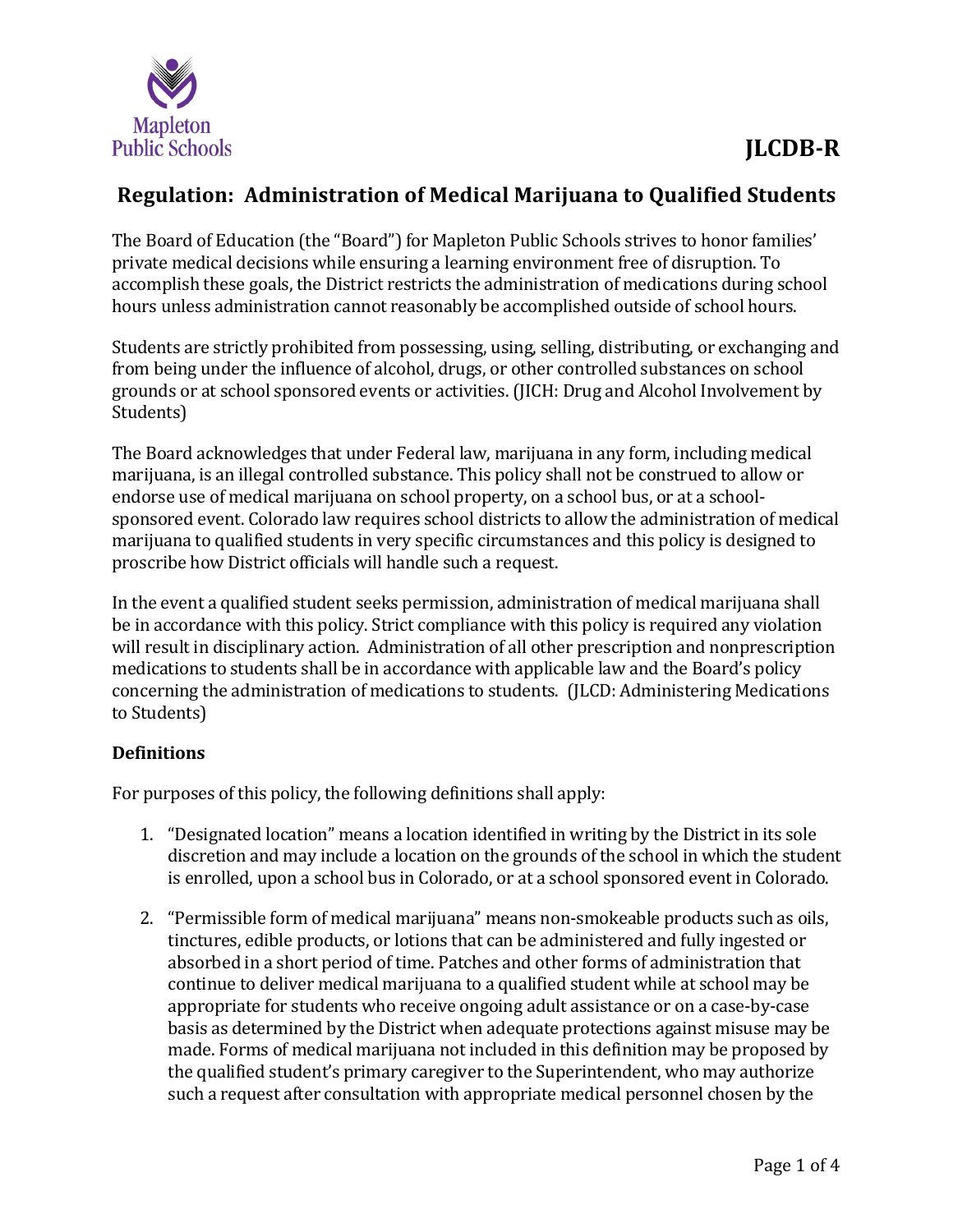JLCDB-R

# Regulation: Administration of Medical Marijuana to Qualified Students

The Board of Education (the "Board") for Mapleton Public Schools strives to honor families' private medical decisions while ensuring a learning environment free of disruption. To accomplish these goals, the District restricts the administration of medications during school hours unless administration cannot reasonably be accomplished outside of school hours.

Students are strictly prohibited from possessing, using, selling, distributing, or exchanging and from being under the influence of alcohol, drugs, or other controlled substances on school grounds or at school sponsored events or activities. (JICH: Drug and Alcohol Involvement by Students)

The Board acknowledges that under Federal law, marijuana in any form, including medical marijuana, is an illegal controlled substance. This policy shall not be construed to allow or endorse use of medical marijuana on school property, on a school bus, or at a school-sponsored event. Colorado law requires school districts to allow the administration of medical marijuana to qualified students in very specific circumstances and this policy is designed to proscribe how District officials will handle such a request.

In the event a qualified student seeks permission, administration of medical marijuana shall be in accordance with this policy. Strict compliance with this policy is required any violation will result in disciplinary action. Administration of all other prescription and nonprescription medications to students shall be in accordance with applicable law and the Board's policy concerning the administration of medications to students. (JLCD: Administering Medications to Students)

**Definitions**

For purposes of this policy, the following definitions shall apply:

1. "Designated location" means a location identified in writing by the District in its sole discretion and may include a location on the grounds of the school in which the student is enrolled, upon a school bus in Colorado, or at a school sponsored event in Colorado.

2. "Permissible form of medical marijuana" means non-smokeable products such as oils, tinctures, edible products, or lotions that can be administered and fully ingested or absorbed in a short period of time. Patches and other forms of administration that continue to deliver medical marijuana to a qualified student while at school may be appropriate for students who receive ongoing adult assistance or on a case-by-case basis as determined by the District when adequate protections against misuse may be made. Forms of medical marijuana not included in this definition may be proposed by the qualified student's primary caregiver to the Superintendent, who may authorize such a request after consultation with appropriate medical personnel chosen by the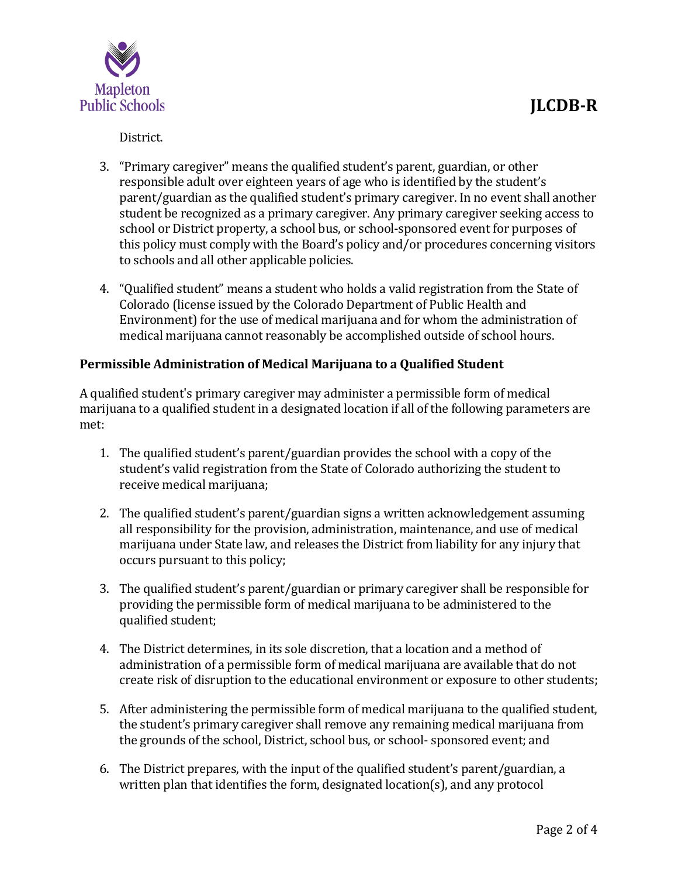District.

3. "Primary caregiver" means the qualified student's parent, guardian, or other responsible adult over eighteen years of age who is identified by the student's parent/guardian as the qualified student's primary caregiver. In no event shall another student be recognized as a primary caregiver. Any primary caregiver seeking access to school or District property, a school bus, or school-sponsored event for purposes of this policy must comply with the Board's policy and/or procedures concerning visitors to schools and all other applicable policies.

4. "Qualified student" means a student who holds a valid registration from the State of Colorado (license issued by the Colorado Department of Public Health and Environment) for the use of medical marijuana and for whom the administration of medical marijuana cannot reasonably be accomplished outside of school hours.

**Permissible Administration of Medical Marijuana to a Qualified Student**

A qualified student's primary caregiver may administer a permissible form of medical marijuana to a qualified student in a designated location if all of the following parameters are met:

1. The qualified student's parent/guardian provides the school with a copy of the student's valid registration from the State of Colorado authorizing the student to receive medical marijuana;

2. The qualified student's parent/guardian signs a written acknowledgement assuming all responsibility for the provision, administration, maintenance, and use of medical marijuana under State law, and releases the District from liability for any injury that occurs pursuant to this policy;

3. The qualified student's parent/guardian or primary caregiver shall be responsible for providing the permissible form of medical marijuana to be administered to the qualified student;

4. The District determines, in its sole discretion, that a location and a method of administration of a permissible form of medical marijuana are available that do not create risk of disruption to the educational environment or exposure to other students;

5. After administering the permissible form of medical marijuana to the qualified student, the student's primary caregiver shall remove any remaining medical marijuana from the grounds of the school, District, school bus, or school- sponsored event; and

6. The District prepares, with the input of the qualified student's parent/guardian, a written plan that identifies the form, designated location(s), and any protocol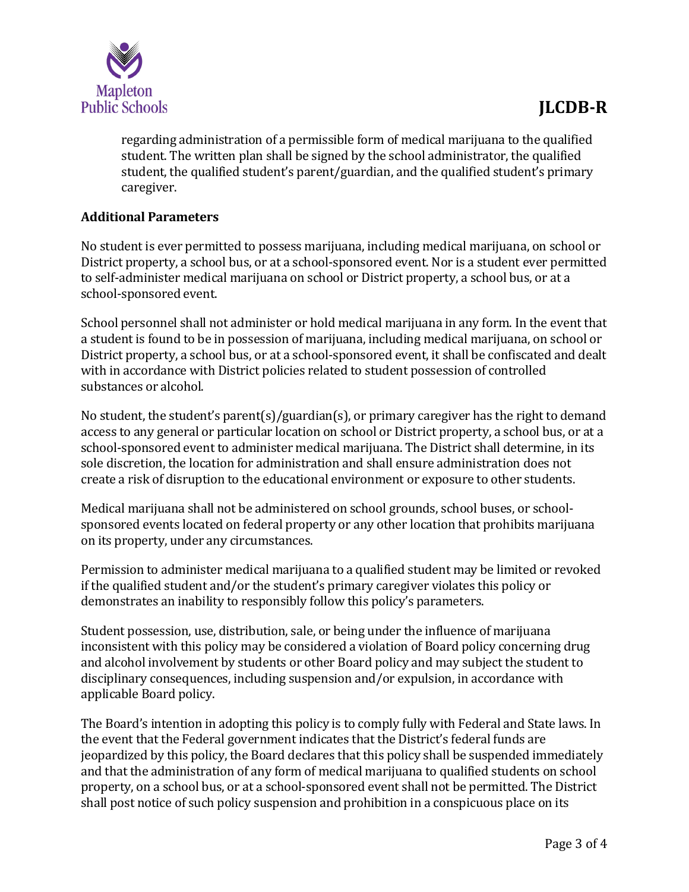regarding administration of a permissible form of medical marijuana to the qualified student. The written plan shall be signed by the school administrator, the qualified student, the qualified student's parent/guardian, and the qualified student's primary caregiver.

**Additional Parameters**

No student is ever permitted to possess marijuana, including medical marijuana, on school or District property, a school bus, or at a school-sponsored event. Nor is a student ever permitted to self-administer medical marijuana on school or District property, a school bus, or at a school-sponsored event.

School personnel shall not administer or hold medical marijuana in any form. In the event that a student is found to be in possession of marijuana, including medical marijuana, on school or District property, a school bus, or at a school-sponsored event, it shall be confiscated and dealt with in accordance with District policies related to student possession of controlled substances or alcohol.

No student, the student's parent(s)/guardian(s), or primary caregiver has the right to demand access to any general or particular location on school or District property, a school bus, or at a school-sponsored event to administer medical marijuana. The District shall determine, in its sole discretion, the location for administration and shall ensure administration does not create a risk of disruption to the educational environment or exposure to other students.

Medical marijuana shall not be administered on school grounds, school buses, or school-sponsored events located on federal property or any other location that prohibits marijuana on its property, under any circumstances.

Permission to administer medical marijuana to a qualified student may be limited or revoked if the qualified student and/or the student's primary caregiver violates this policy or demonstrates an inability to responsibly follow this policy's parameters.

Student possession, use, distribution, sale, or being under the influence of marijuana inconsistent with this policy may be considered a violation of Board policy concerning drug and alcohol involvement by students or other Board policy and may subject the student to disciplinary consequences, including suspension and/or expulsion, in accordance with applicable Board policy.

The Board's intention in adopting this policy is to comply fully with Federal and State laws. In the event that the Federal government indicates that the District's federal funds are jeopardized by this policy, the Board declares that this policy shall be suspended immediately and that the administration of any form of medical marijuana to qualified students on school property, on a school bus, or at a school-sponsored event shall not be permitted. The District shall post notice of such policy suspension and prohibition in a conspicuous place on its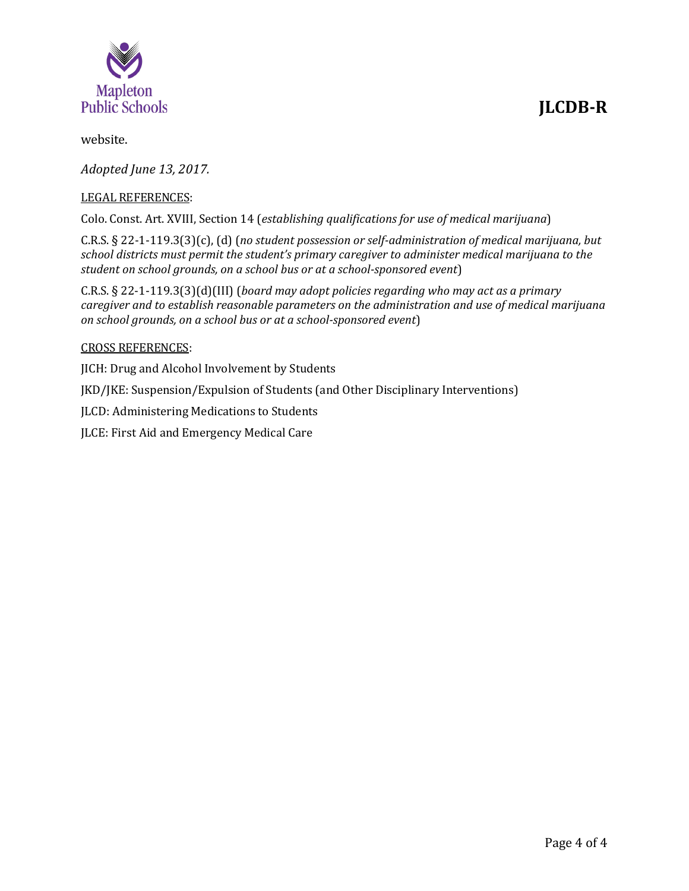website.

*Adopted June 13, 2017.*

LEGAL REFERENCES:

Colo. Const. Art. XVIII, Section 14 (*establishing qualifications for use of medical marijuana*)

C.R.S. § 22-1-119.3(3)(c), (d) (*no student possession or self-administration of medical marijuana, but school districts must permit the student's primary caregiver to administer medical marijuana to the student on school grounds, on a school bus or at a school-sponsored event*)

C.R.S. § 22-1-119.3(3)(d)(III) (*board may adopt policies regarding who may act as a primary caregiver and to establish reasonable parameters on the administration and use of medical marijuana on school grounds, on a school bus or at a school-sponsored event*)

CROSS REFERENCES:

JICH: Drug and Alcohol Involvement by Students

JKD/JKE: Suspension/Expulsion of Students (and Other Disciplinary Interventions)

JLCD: Administering Medications to Students

JLCE: First Aid and Emergency Medical Care